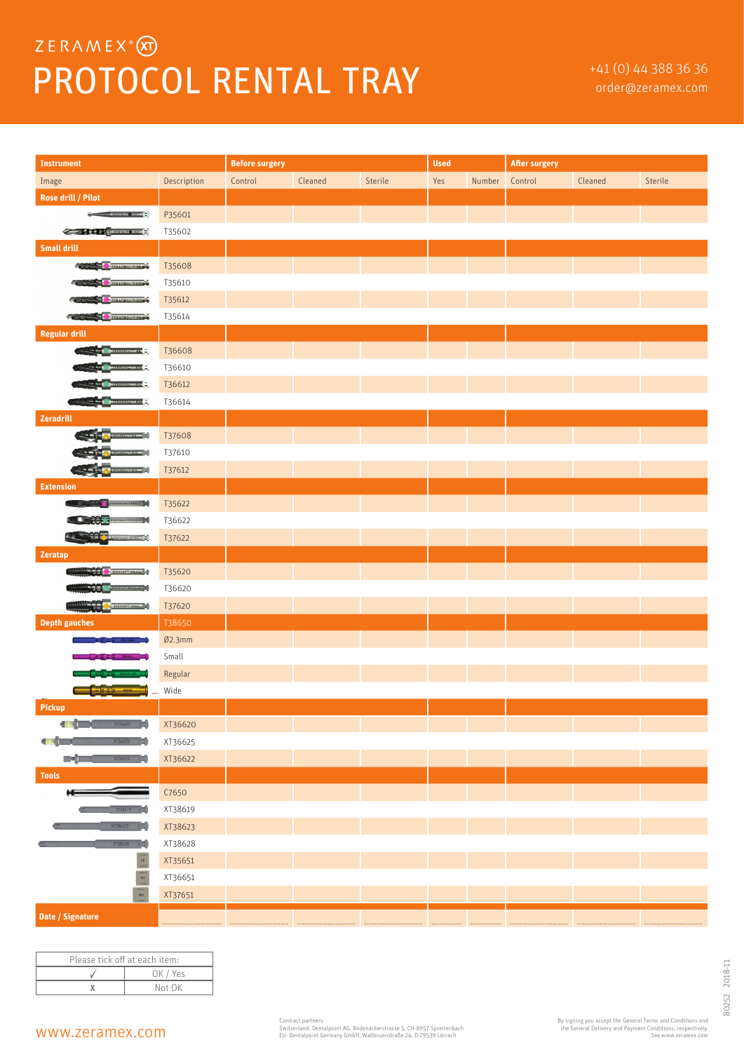ZERAMEX® XT

# PROTOCOL RENTAL TRAY

+41 (0) 44 388 36 36
order@zeramex.com

| Instrument | | Before surgery | | | Used | | After surgery | | |
|---|---|---|---|---|---|---|---|---|---|
| Image | Description | Control | Cleaned | Sterile | Yes | Number | Control | Cleaned | Sterile |
| **Rose drill / Pilot** | | | | | | | | | |
| | P35601 | | | | | | | | |
| | T35602 | | | | | | | | |
| **Small drill** | | | | | | | | | |
| | T35608 | | | | | | | | |
| | T35610 | | | | | | | | |
| | T35612 | | | | | | | | |
| | T35614 | | | | | | | | |
| **Regular drill** | | | | | | | | | |
| | T36608 | | | | | | | | |
| | T36610 | | | | | | | | |
| | T36612 | | | | | | | | |
| | T36614 | | | | | | | | |
| **Zeradrill** | | | | | | | | | |
| | T37608 | | | | | | | | |
| | T37610 | | | | | | | | |
| | T37612 | | | | | | | | |
| **Extension** | | | | | | | | | |
| | T35622 | | | | | | | | |
| | T36622 | | | | | | | | |
| | T37622 | | | | | | | | |
| **Zeratap** | | | | | | | | | |
| | T35620 | | | | | | | | |
| | T36620 | | | | | | | | |
| | T37620 | | | | | | | | |
| **Depth gauches** | T38650 | | | | | | | | |
| | Ø2.3mm | | | | | | | | |
| | Small | | | | | | | | |
| | Regular | | | | | | | | |
| | Wide | | | | | | | | |
| **Pickup** | | | | | | | | | |
| | XT36620 | | | | | | | | |
| | XT36625 | | | | | | | | |
| | XT36622 | | | | | | | | |
| **Tools** | | | | | | | | | |
| | C7650 | | | | | | | | |
| | XT38619 | | | | | | | | |
| | XT38623 | | | | | | | | |
| | XT38628 | | | | | | | | |
| | XT35651 | | | | | | | | |
| | XT36651 | | | | | | | | |
| | XT37651 | | | | | | | | |
| **Date / Signature** | | | | | | | | | |

| Please tick off at each item: | |
|---|---|
| ✓ | OK / Yes |
| X | Not OK |

www.zeramex.com

Contract partners:
Switzerland: Dentalpoint AG, Bodenäckerstrasse 5, CH-8957 Spreitenbach
EU: Dentalpoint Germany GmbH, Wallbrunnstraße 24, D-79539 Lörrach

By signing you accept the General Terms and Conditions and the General Delivery and Payment Conditions, respectively. See www.zeramex.com

80252 2018-11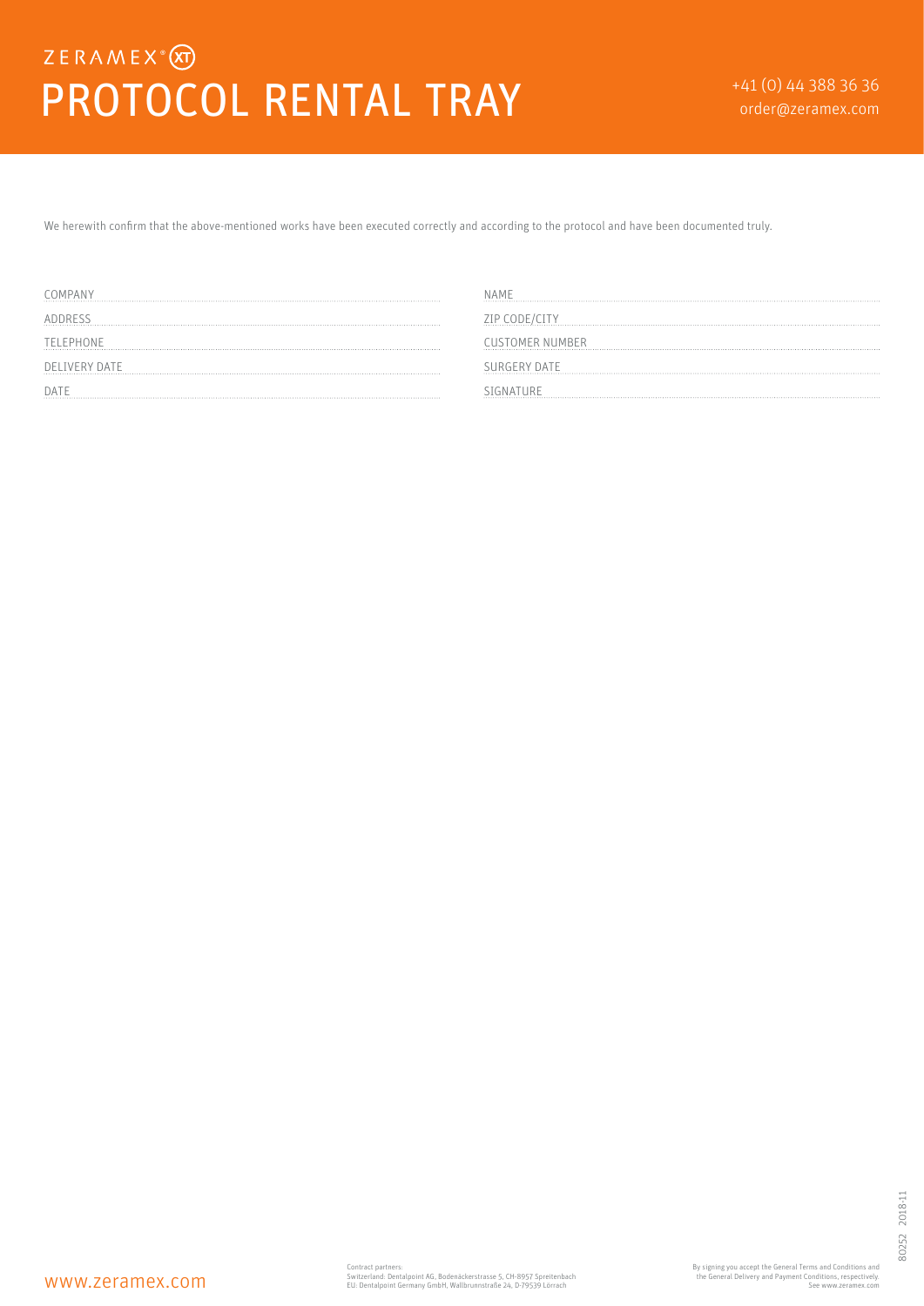ZERAMEX® XT

# PROTOCOL RENTAL TRAY

+41 (0) 44 388 36 36
order@zeramex.com

We herewith confirm that the above-mentioned works have been executed correctly and according to the protocol and have been documented truly.

| | |
|---|---|
| COMPANY | NAME |
| ADDRESS | ZIP CODE/CITY |
| TELEPHONE | CUSTOMER NUMBER |
| DELIVERY DATE | SURGERY DATE |
| DATE | SIGNATURE |

www.zeramex.com

Contract partners:
Switzerland: Dentalpoint AG, Bodenäckerstrasse 5, CH-8957 Spreitenbach
EU: Dentalpoint Germany GmbH, Wallbrunnstraße 24, D-79539 Lörrach

By signing you accept the General Terms and Conditions and the General Delivery and Payment Conditions, respectively. See www.zeramex.com

80252 2018-11